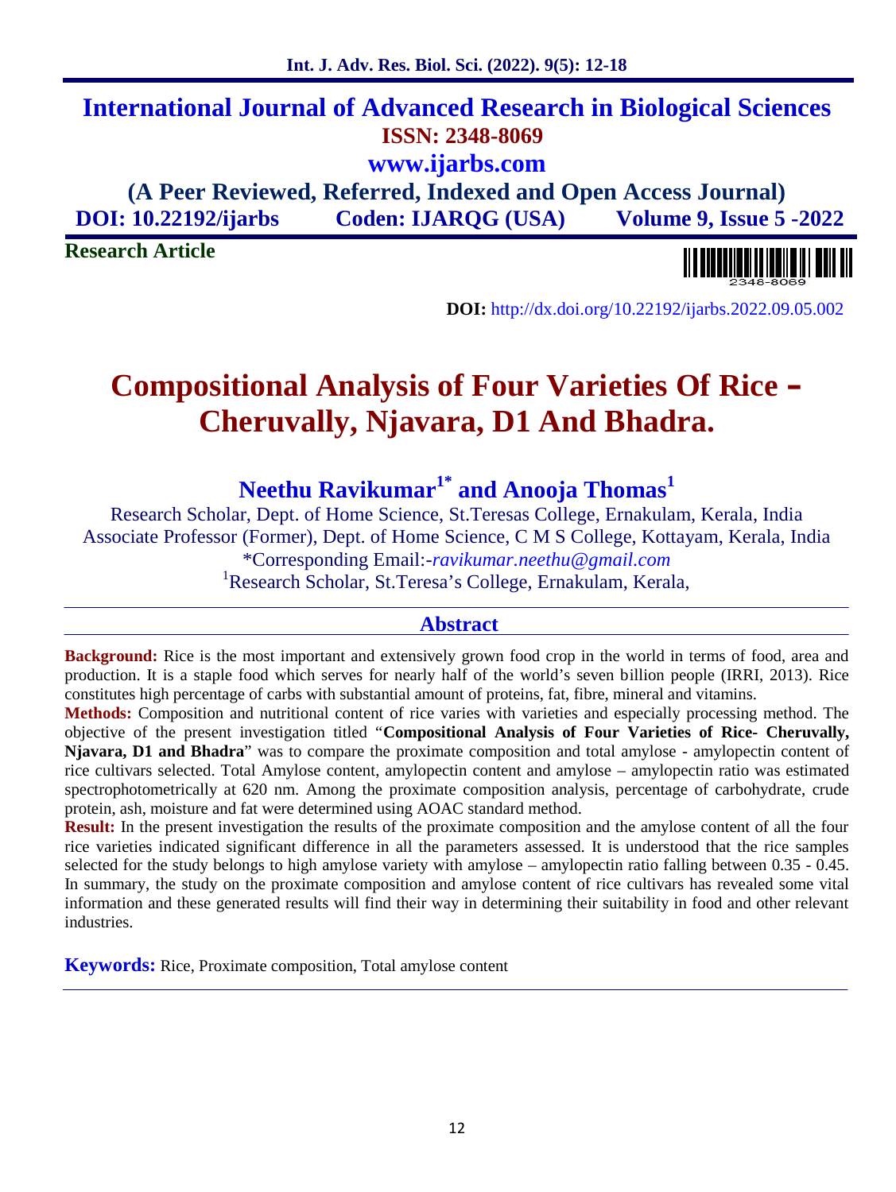# International Journal of Advanced Research in Biological Sciences

**ISSN: 2348-8069**

**www.ijarbs.com**

**(A Peer Reviewed, Referred, Indexed and Open Access Journal)**

**DOI: 10.22192/ijarbs    Coden: IJARQG (USA)    Volume 9, Issue 5 -2022**

**Research Article**

**DOI:** http://dx.doi.org/10.22192/ijarbs.2022.09.05.002

# Compositional Analysis of Four Varieties Of Rice – Cheruvally, Njavara, D1 And Bhadra.

## Neethu Ravikumar[1*] and Anooja Thomas[1]

Research Scholar, Dept. of Home Science, St.Teresas College, Ernakulam, Kerala, India

Associate Professor (Former), Dept. of Home Science, C M S College, Kottayam, Kerala, India

*Corresponding Email:-*ravikumar.neethu@gmail.com*

[1]Research Scholar, St.Teresa's College, Ernakulam, Kerala,

## Abstract

**Background:** Rice is the most important and extensively grown food crop in the world in terms of food, area and production. It is a staple food which serves for nearly half of the world's seven billion people (IRRI, 2013). Rice constitutes high percentage of carbs with substantial amount of proteins, fat, fibre, mineral and vitamins.

**Methods:** Composition and nutritional content of rice varies with varieties and especially processing method. The objective of the present investigation titled "**Compositional Analysis of Four Varieties of Rice- Cheruvally, Njavara, D1 and Bhadra**" was to compare the proximate composition and total amylose - amylopectin content of rice cultivars selected. Total Amylose content, amylopectin content and amylose – amylopectin ratio was estimated spectrophotometrically at 620 nm. Among the proximate composition analysis, percentage of carbohydrate, crude protein, ash, moisture and fat were determined using AOAC standard method.

**Result:** In the present investigation the results of the proximate composition and the amylose content of all the four rice varieties indicated significant difference in all the parameters assessed. It is understood that the rice samples selected for the study belongs to high amylose variety with amylose – amylopectin ratio falling between 0.35 - 0.45. In summary, the study on the proximate composition and amylose content of rice cultivars has revealed some vital information and these generated results will find their way in determining their suitability in food and other relevant industries.

**Keywords:** Rice, Proximate composition, Total amylose content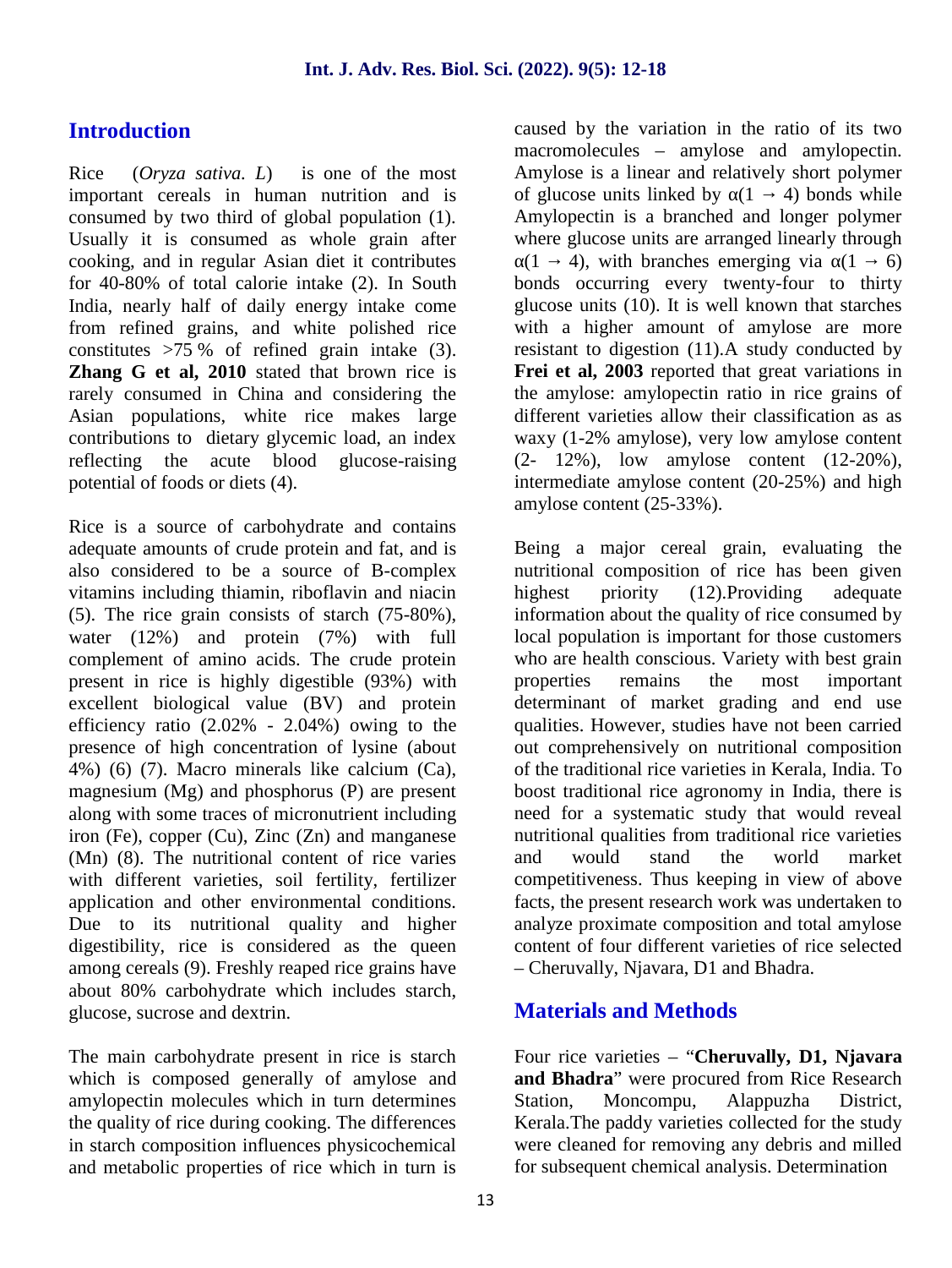## Introduction

Rice (*Oryza sativa. L*) is one of the most important cereals in human nutrition and is consumed by two third of global population (1). Usually it is consumed as whole grain after cooking, and in regular Asian diet it contributes for 40-80% of total calorie intake (2). In South India, nearly half of daily energy intake come from refined grains, and white polished rice constitutes >75 % of refined grain intake (3). **Zhang G et al, 2010** stated that brown rice is rarely consumed in China and considering the Asian populations, white rice makes large contributions to dietary glycemic load, an index reflecting the acute blood glucose-raising potential of foods or diets (4).

Rice is a source of carbohydrate and contains adequate amounts of crude protein and fat, and is also considered to be a source of B-complex vitamins including thiamin, riboflavin and niacin (5). The rice grain consists of starch (75-80%), water (12%) and protein (7%) with full complement of amino acids. The crude protein present in rice is highly digestible (93%) with excellent biological value (BV) and protein efficiency ratio (2.02% - 2.04%) owing to the presence of high concentration of lysine (about 4%) (6) (7). Macro minerals like calcium (Ca), magnesium (Mg) and phosphorus (P) are present along with some traces of micronutrient including iron (Fe), copper (Cu), Zinc (Zn) and manganese (Mn) (8). The nutritional content of rice varies with different varieties, soil fertility, fertilizer application and other environmental conditions. Due to its nutritional quality and higher digestibility, rice is considered as the queen among cereals (9). Freshly reaped rice grains have about 80% carbohydrate which includes starch, glucose, sucrose and dextrin.

The main carbohydrate present in rice is starch which is composed generally of amylose and amylopectin molecules which in turn determines the quality of rice during cooking. The differences in starch composition influences physicochemical and metabolic properties of rice which in turn is caused by the variation in the ratio of its two macromolecules – amylose and amylopectin. Amylose is a linear and relatively short polymer of glucose units linked by $\alpha(1 \rightarrow 4)$ bonds while Amylopectin is a branched and longer polymer where glucose units are arranged linearly through $\alpha(1 \rightarrow 4)$, with branches emerging via $\alpha(1 \rightarrow 6)$ bonds occurring every twenty-four to thirty glucose units (10). It is well known that starches with a higher amount of amylose are more resistant to digestion (11).A study conducted by **Frei et al, 2003** reported that great variations in the amylose: amylopectin ratio in rice grains of different varieties allow their classification as as waxy (1-2% amylose), very low amylose content (2- 12%), low amylose content (12-20%), intermediate amylose content (20-25%) and high amylose content (25-33%).

Being a major cereal grain, evaluating the nutritional composition of rice has been given highest priority (12).Providing adequate information about the quality of rice consumed by local population is important for those customers who are health conscious. Variety with best grain properties remains the most important determinant of market grading and end use qualities. However, studies have not been carried out comprehensively on nutritional composition of the traditional rice varieties in Kerala, India. To boost traditional rice agronomy in India, there is need for a systematic study that would reveal nutritional qualities from traditional rice varieties and would stand the world market competitiveness. Thus keeping in view of above facts, the present research work was undertaken to analyze proximate composition and total amylose content of four different varieties of rice selected – Cheruvally, Njavara, D1 and Bhadra.

## Materials and Methods

Four rice varieties – "**Cheruvally, D1, Njavara and Bhadra**" were procured from Rice Research Station, Moncompu, Alappuzha District, Kerala.The paddy varieties collected for the study were cleaned for removing any debris and milled for subsequent chemical analysis. Determination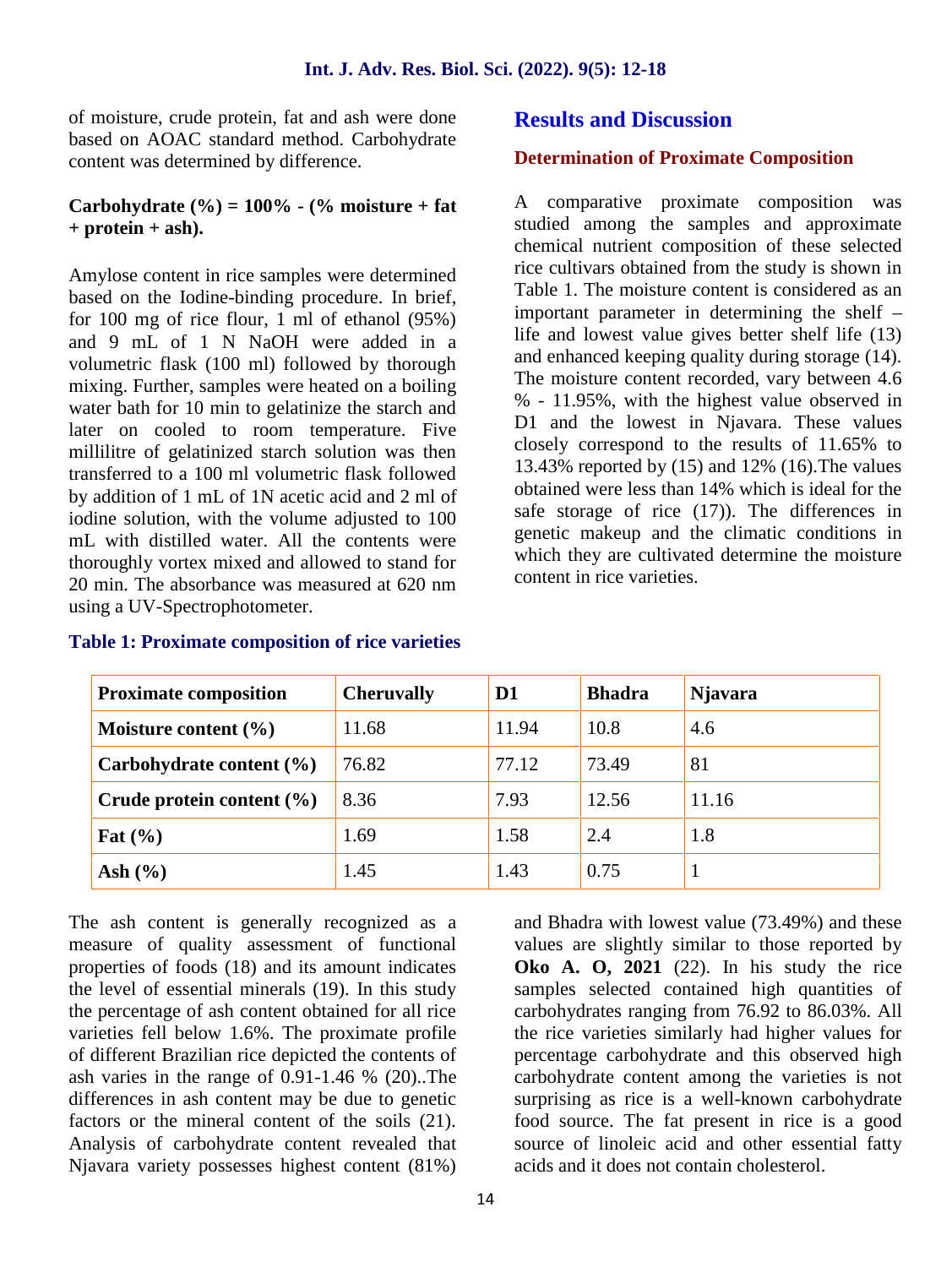of moisture, crude protein, fat and ash were done based on AOAC standard method. Carbohydrate content was determined by difference.

**Carbohydrate (%) = 100% - (% moisture + fat + protein + ash).**

Amylose content in rice samples were determined based on the Iodine-binding procedure. In brief, for 100 mg of rice flour, 1 ml of ethanol (95%) and 9 mL of 1 N NaOH were added in a volumetric flask (100 ml) followed by thorough mixing. Further, samples were heated on a boiling water bath for 10 min to gelatinize the starch and later on cooled to room temperature. Five millilitre of gelatinized starch solution was then transferred to a 100 ml volumetric flask followed by addition of 1 mL of 1N acetic acid and 2 ml of iodine solution, with the volume adjusted to 100 mL with distilled water. All the contents were thoroughly vortex mixed and allowed to stand for 20 min. The absorbance was measured at 620 nm using a UV-Spectrophotometer.

## Results and Discussion

### Determination of Proximate Composition

A comparative proximate composition was studied among the samples and approximate chemical nutrient composition of these selected rice cultivars obtained from the study is shown in Table 1. The moisture content is considered as an important parameter in determining the shelf – life and lowest value gives better shelf life (13) and enhanced keeping quality during storage (14). The moisture content recorded, vary between 4.6 % - 11.95%, with the highest value observed in D1 and the lowest in Njavara. These values closely correspond to the results of 11.65% to 13.43% reported by (15) and 12% (16).The values obtained were less than 14% which is ideal for the safe storage of rice (17)). The differences in genetic makeup and the climatic conditions in which they are cultivated determine the moisture content in rice varieties.

**Table 1: Proximate composition of rice varieties**

| Proximate composition | Cheruvally | D1 | Bhadra | Njavara |
|---|---|---|---|---|
| **Moisture content (%)** | 11.68 | 11.94 | 10.8 | 4.6 |
| **Carbohydrate content (%)** | 76.82 | 77.12 | 73.49 | 81 |
| **Crude protein content (%)** | 8.36 | 7.93 | 12.56 | 11.16 |
| **Fat (%)** | 1.69 | 1.58 | 2.4 | 1.8 |
| **Ash (%)** | 1.45 | 1.43 | 0.75 | 1 |

The ash content is generally recognized as a measure of quality assessment of functional properties of foods (18) and its amount indicates the level of essential minerals (19). In this study the percentage of ash content obtained for all rice varieties fell below 1.6%. The proximate profile of different Brazilian rice depicted the contents of ash varies in the range of 0.91-1.46 % (20)..The differences in ash content may be due to genetic factors or the mineral content of the soils (21). Analysis of carbohydrate content revealed that Njavara variety possesses highest content (81%) and Bhadra with lowest value (73.49%) and these values are slightly similar to those reported by **Oko A. O, 2021** (22). In his study the rice samples selected contained high quantities of carbohydrates ranging from 76.92 to 86.03%. All the rice varieties similarly had higher values for percentage carbohydrate and this observed high carbohydrate content among the varieties is not surprising as rice is a well-known carbohydrate food source. The fat present in rice is a good source of linoleic acid and other essential fatty acids and it does not contain cholesterol.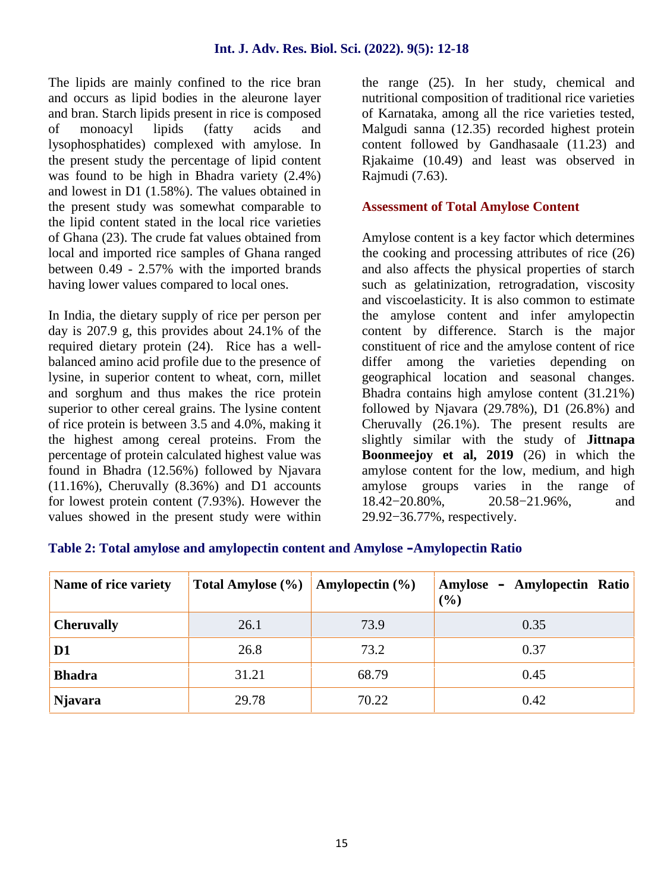The lipids are mainly confined to the rice bran and occurs as lipid bodies in the aleurone layer and bran. Starch lipids present in rice is composed of monoacyl lipids (fatty acids and lysophosphatides) complexed with amylose. In the present study the percentage of lipid content was found to be high in Bhadra variety (2.4%) and lowest in D1 (1.58%). The values obtained in the present study was somewhat comparable to the lipid content stated in the local rice varieties of Ghana (23). The crude fat values obtained from local and imported rice samples of Ghana ranged between 0.49 - 2.57% with the imported brands having lower values compared to local ones.

In India, the dietary supply of rice per person per day is 207.9 g, this provides about 24.1% of the required dietary protein (24). Rice has a well-balanced amino acid profile due to the presence of lysine, in superior content to wheat, corn, millet and sorghum and thus makes the rice protein superior to other cereal grains. The lysine content of rice protein is between 3.5 and 4.0%, making it the highest among cereal proteins. From the percentage of protein calculated highest value was found in Bhadra (12.56%) followed by Njavara (11.16%), Cheruvally (8.36%) and D1 accounts for lowest protein content (7.93%). However the values showed in the present study were within the range (25). In her study, chemical and nutritional composition of traditional rice varieties of Karnataka, among all the rice varieties tested, Malgudi sanna (12.35) recorded highest protein content followed by Gandhasaale (11.23) and Rjakaime (10.49) and least was observed in Rajmudi (7.63).

### Assessment of Total Amylose Content

Amylose content is a key factor which determines the cooking and processing attributes of rice (26) and also affects the physical properties of starch such as gelatinization, retrogradation, viscosity and viscoelasticity. It is also common to estimate the amylose content and infer amylopectin content by difference. Starch is the major constituent of rice and the amylose content of rice differ among the varieties depending on geographical location and seasonal changes. Bhadra contains high amylose content (31.21%) followed by Njavara (29.78%), D1 (26.8%) and Cheruvally (26.1%). The present results are slightly similar with the study of **Jittnapa Boonmeejoy et al, 2019** (26) in which the amylose content for the low, medium, and high amylose groups varies in the range of 18.42−20.80%, 20.58−21.96%, and 29.92−36.77%, respectively.

**Table 2: Total amylose and amylopectin content and Amylose –Amylopectin Ratio**

| Name of rice variety | Total Amylose (%) | Amylopectin (%) | Amylose – Amylopectin Ratio (%) |
|---|---|---|---|
| **Cheruvally** | 26.1 | 73.9 | 0.35 |
| **D1** | 26.8 | 73.2 | 0.37 |
| **Bhadra** | 31.21 | 68.79 | 0.45 |
| **Njavara** | 29.78 | 70.22 | 0.42 |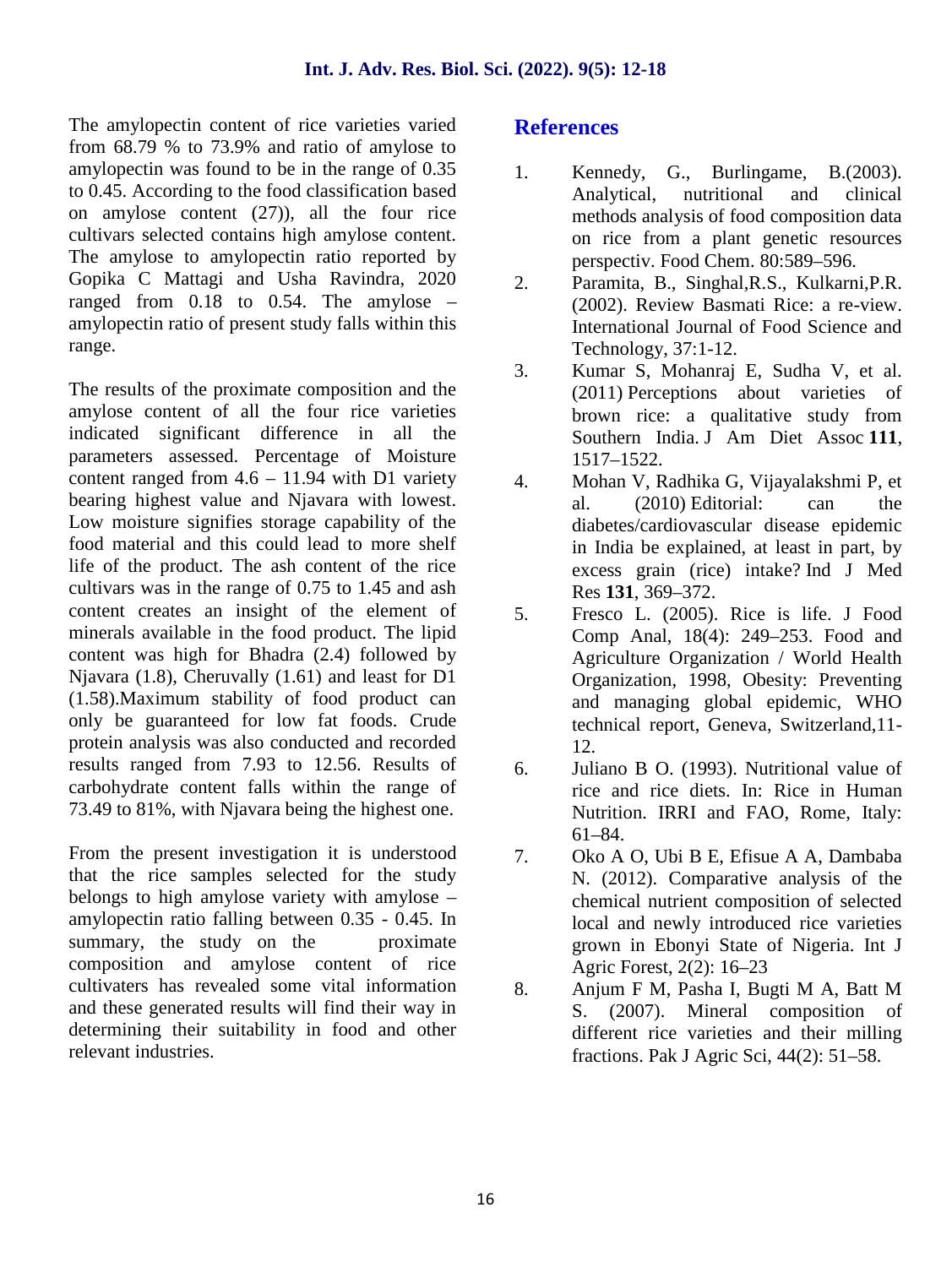The amylopectin content of rice varieties varied from 68.79 % to 73.9% and ratio of amylose to amylopectin was found to be in the range of 0.35 to 0.45. According to the food classification based on amylose content (27)), all the four rice cultivars selected contains high amylose content. The amylose to amylopectin ratio reported by Gopika C Mattagi and Usha Ravindra, 2020 ranged from 0.18 to 0.54. The amylose – amylopectin ratio of present study falls within this range.

The results of the proximate composition and the amylose content of all the four rice varieties indicated significant difference in all the parameters assessed. Percentage of Moisture content ranged from 4.6 – 11.94 with D1 variety bearing highest value and Njavara with lowest. Low moisture signifies storage capability of the food material and this could lead to more shelf life of the product. The ash content of the rice cultivars was in the range of 0.75 to 1.45 and ash content creates an insight of the element of minerals available in the food product. The lipid content was high for Bhadra (2.4) followed by Njavara (1.8), Cheruvally (1.61) and least for D1 (1.58).Maximum stability of food product can only be guaranteed for low fat foods. Crude protein analysis was also conducted and recorded results ranged from 7.93 to 12.56. Results of carbohydrate content falls within the range of 73.49 to 81%, with Njavara being the highest one.

From the present investigation it is understood that the rice samples selected for the study belongs to high amylose variety with amylose – amylopectin ratio falling between 0.35 - 0.45. In summary, the study on the proximate composition and amylose content of rice cultivaters has revealed some vital information and these generated results will find their way in determining their suitability in food and other relevant industries.

## References

1. Kennedy, G., Burlingame, B.(2003). Analytical, nutritional and clinical methods analysis of food composition data on rice from a plant genetic resources perspectiv. Food Chem. 80:589–596.
2. Paramita, B., Singhal,R.S., Kulkarni,P.R. (2002). Review Basmati Rice: a re-view. International Journal of Food Science and Technology, 37:1-12.
3. Kumar S, Mohanraj E, Sudha V, et al. (2011) Perceptions about varieties of brown rice: a qualitative study from Southern India. J Am Diet Assoc **111**, 1517–1522.
4. Mohan V, Radhika G, Vijayalakshmi P, et al. (2010) Editorial: can the diabetes/cardiovascular disease epidemic in India be explained, at least in part, by excess grain (rice) intake? Ind J Med Res **131**, 369–372.
5. Fresco L. (2005). Rice is life. J Food Comp Anal, 18(4): 249–253. Food and Agriculture Organization / World Health Organization, 1998, Obesity: Preventing and managing global epidemic, WHO technical report, Geneva, Switzerland,11-12.
6. Juliano B O. (1993). Nutritional value of rice and rice diets. In: Rice in Human Nutrition. IRRI and FAO, Rome, Italy: 61–84.
7. Oko A O, Ubi B E, Efisue A A, Dambaba N. (2012). Comparative analysis of the chemical nutrient composition of selected local and newly introduced rice varieties grown in Ebonyi State of Nigeria. Int J Agric Forest, 2(2): 16–23
8. Anjum F M, Pasha I, Bugti M A, Batt M S. (2007). Mineral composition of different rice varieties and their milling fractions. Pak J Agric Sci, 44(2): 51–58.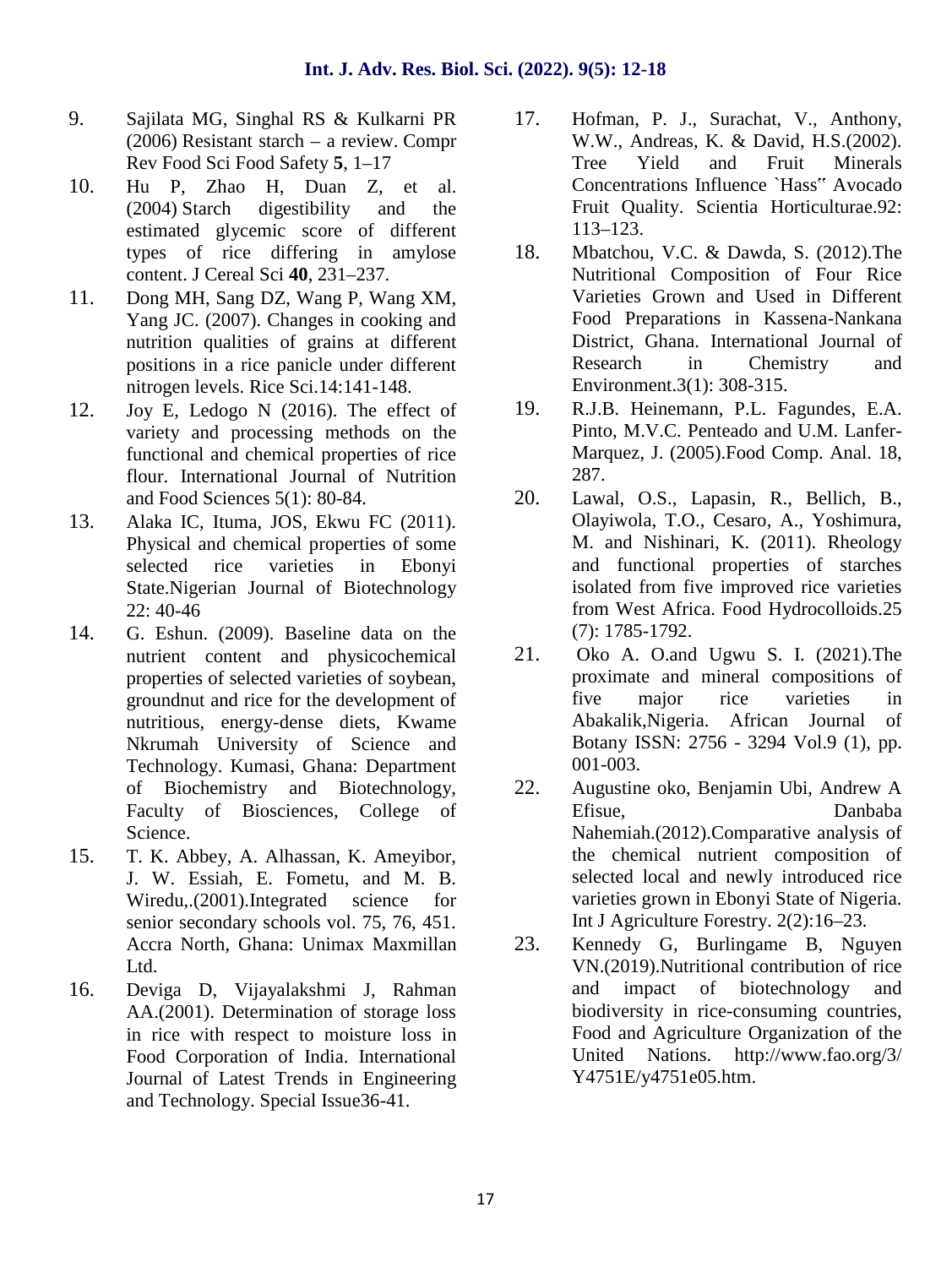9. Sajilata MG, Singhal RS & Kulkarni PR (2006) Resistant starch – a review. Compr Rev Food Sci Food Safety **5**, 1–17
10. Hu P, Zhao H, Duan Z, et al. (2004) Starch digestibility and the estimated glycemic score of different types of rice differing in amylose content. J Cereal Sci **40**, 231–237.
11. Dong MH, Sang DZ, Wang P, Wang XM, Yang JC. (2007). Changes in cooking and nutrition qualities of grains at different positions in a rice panicle under different nitrogen levels. Rice Sci.14:141-148.
12. Joy E, Ledogo N (2016). The effect of variety and processing methods on the functional and chemical properties of rice flour. International Journal of Nutrition and Food Sciences 5(1): 80-84.
13. Alaka IC, Ituma, JOS, Ekwu FC (2011). Physical and chemical properties of some selected rice varieties in Ebonyi State.Nigerian Journal of Biotechnology 22: 40-46
14. G. Eshun. (2009). Baseline data on the nutrient content and physicochemical properties of selected varieties of soybean, groundnut and rice for the development of nutritious, energy-dense diets, Kwame Nkrumah University of Science and Technology. Kumasi, Ghana: Department of Biochemistry and Biotechnology, Faculty of Biosciences, College of Science.
15. T. K. Abbey, A. Alhassan, K. Ameyibor, J. W. Essiah, E. Fometu, and M. B. Wiredu,.(2001).Integrated science for senior secondary schools vol. 75, 76, 451. Accra North, Ghana: Unimax Maxmillan Ltd.
16. Deviga D, Vijayalakshmi J, Rahman AA.(2001). Determination of storage loss in rice with respect to moisture loss in Food Corporation of India. International Journal of Latest Trends in Engineering and Technology. Special Issue36-41.
17. Hofman, P. J., Surachat, V., Anthony, W.W., Andreas, K. & David, H.S.(2002). Tree Yield and Fruit Minerals Concentrations Influence `Hass" Avocado Fruit Quality. Scientia Horticulturae.92: 113–123.
18. Mbatchou, V.C. & Dawda, S. (2012).The Nutritional Composition of Four Rice Varieties Grown and Used in Different Food Preparations in Kassena-Nankana District, Ghana. International Journal of Research in Chemistry and Environment.3(1): 308-315.
19. R.J.B. Heinemann, P.L. Fagundes, E.A. Pinto, M.V.C. Penteado and U.M. Lanfer-Marquez, J. (2005).Food Comp. Anal. 18, 287.
20. Lawal, O.S., Lapasin, R., Bellich, B., Olayiwola, T.O., Cesaro, A., Yoshimura, M. and Nishinari, K. (2011). Rheology and functional properties of starches isolated from five improved rice varieties from West Africa. Food Hydrocolloids.25 (7): 1785-1792.
21. Oko A. O.and Ugwu S. I. (2021).The proximate and mineral compositions of five major rice varieties in Abakalik,Nigeria. African Journal of Botany ISSN: 2756 - 3294 Vol.9 (1), pp. 001-003.
22. Augustine oko, Benjamin Ubi, Andrew A Efisue, Danbaba Nahemiah.(2012).Comparative analysis of the chemical nutrient composition of selected local and newly introduced rice varieties grown in Ebonyi State of Nigeria. Int J Agriculture Forestry. 2(2):16–23.
23. Kennedy G, Burlingame B, Nguyen VN.(2019).Nutritional contribution of rice and impact of biotechnology and biodiversity in rice-consuming countries, Food and Agriculture Organization of the United Nations. http://www.fao.org/3/Y4751E/y4751e05.htm.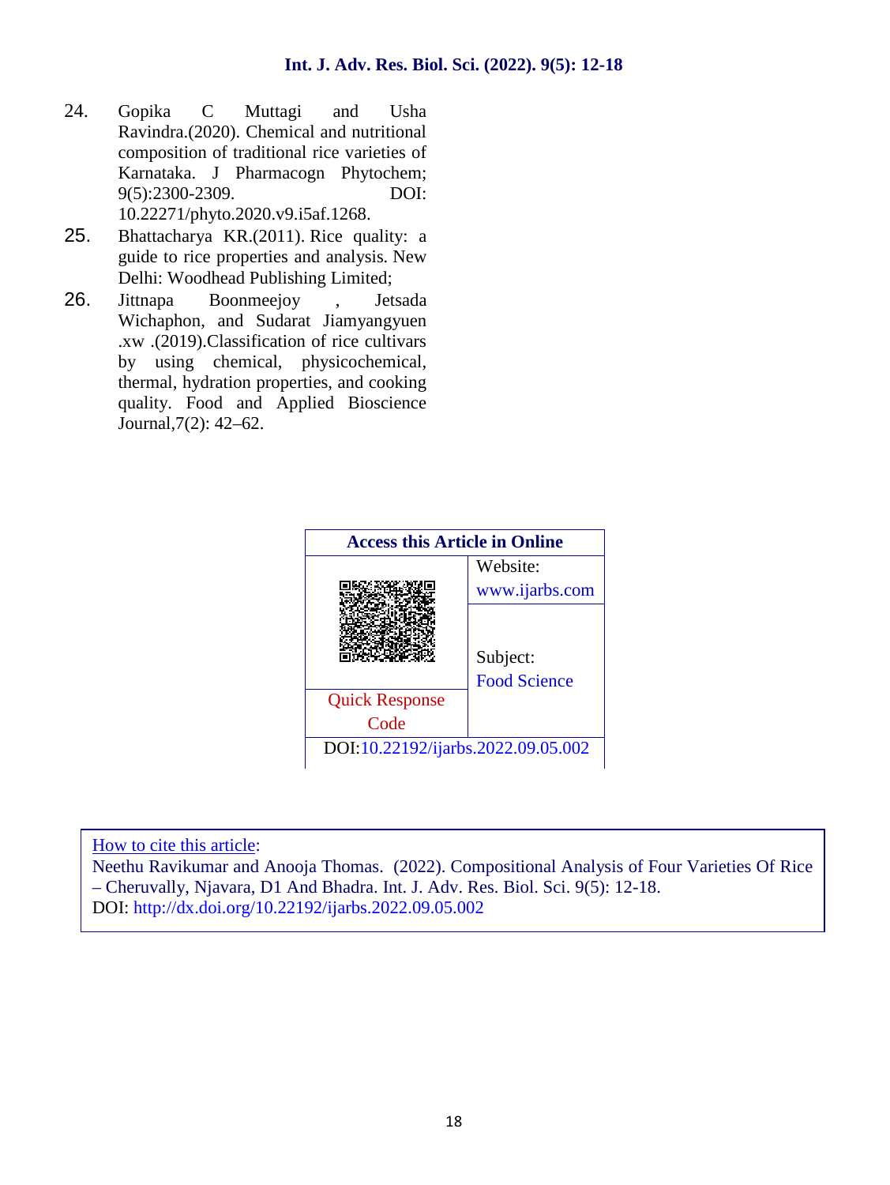24. Gopika C Muttagi and Usha Ravindra.(2020). Chemical and nutritional composition of traditional rice varieties of Karnataka. J Pharmacogn Phytochem; 9(5):2300-2309. DOI: 10.22271/phyto.2020.v9.i5af.1268.
25. Bhattacharya KR.(2011). Rice quality: a guide to rice properties and analysis. New Delhi: Woodhead Publishing Limited;
26. Jittnapa Boonmeejoy , Jetsada Wichaphon, and Sudarat Jiamyangyuen .xw .(2019).Classification of rice cultivars by using chemical, physicochemical, thermal, hydration properties, and cooking quality. Food and Applied Bioscience Journal,7(2): 42–62.

| Access this Article in Online | |
|---|---|
| Quick Response Code | Website: www.ijarbs.com |
| | Subject: Food Science |
| DOI:10.22192/ijarbs.2022.09.05.002 | |

How to cite this article:
Neethu Ravikumar and Anooja Thomas. (2022). Compositional Analysis of Four Varieties Of Rice – Cheruvally, Njavara, D1 And Bhadra. Int. J. Adv. Res. Biol. Sci. 9(5): 12-18.
DOI: http://dx.doi.org/10.22192/ijarbs.2022.09.05.002